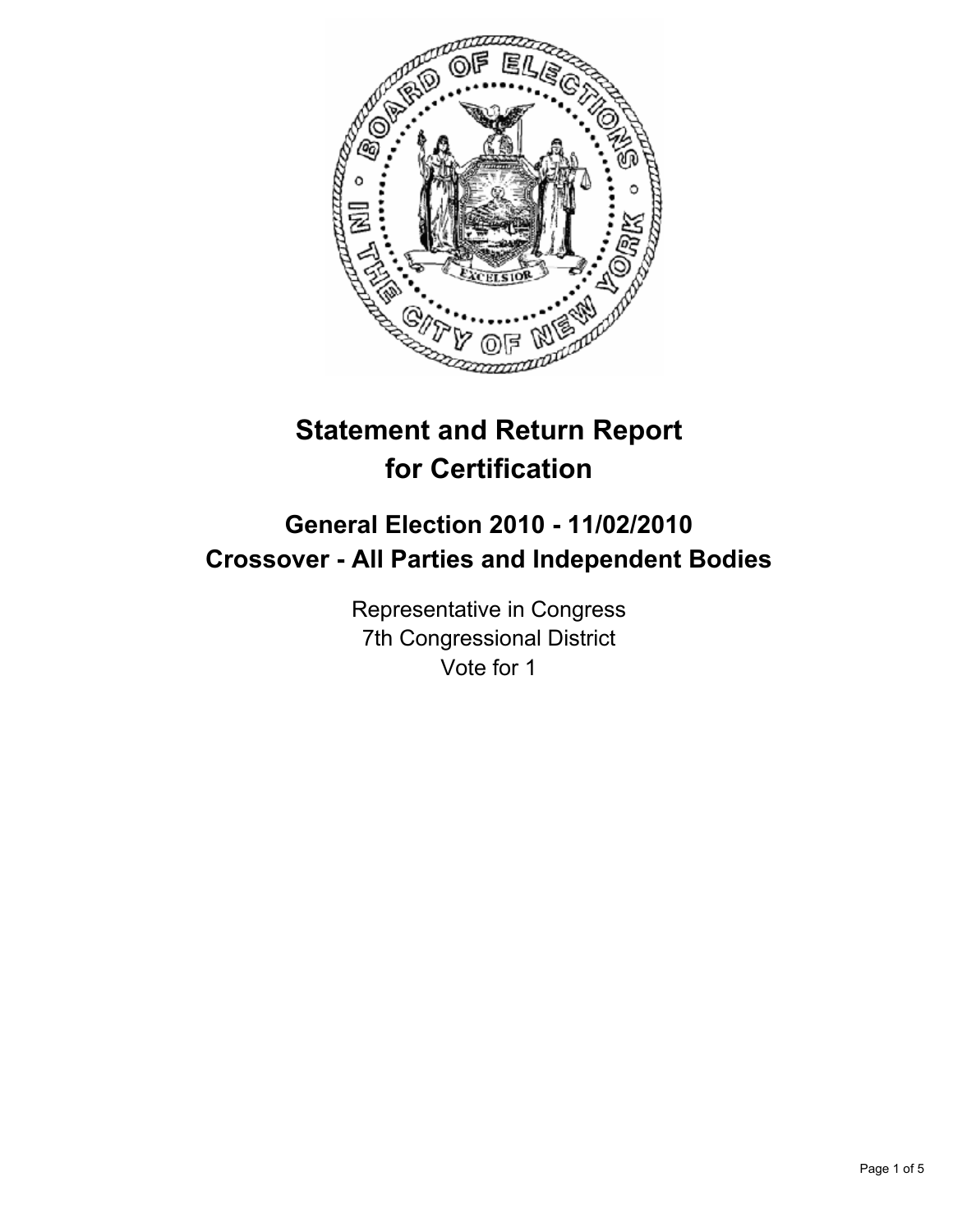# Statement and Return Report for Certification

## General Election 2010 - 11/02/2010
## Crossover - All Parties and Independent Bodies

Representative in Congress
7th Congressional District
Vote for 1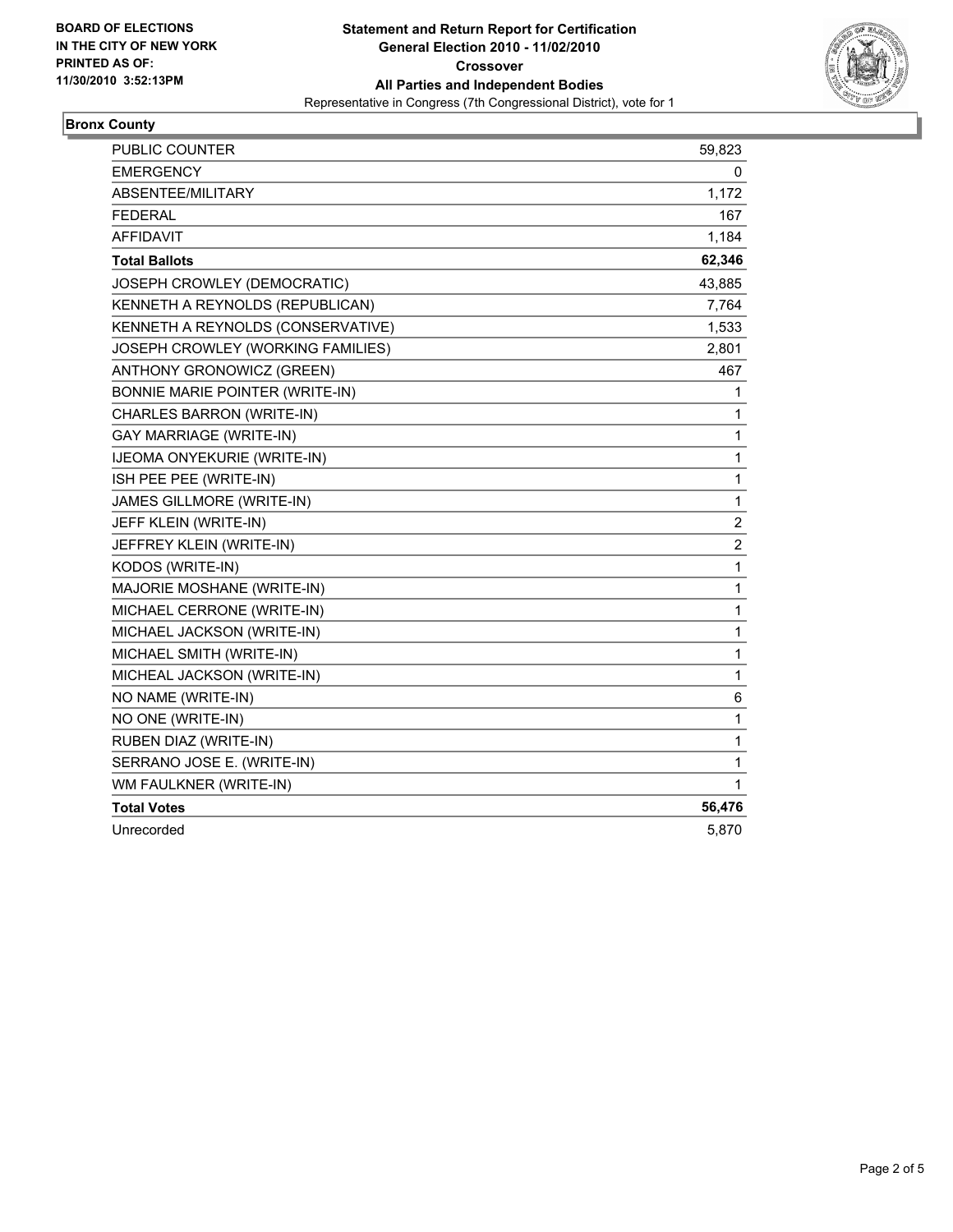**BOARD OF ELECTIONS IN THE CITY OF NEW YORK PRINTED AS OF: 11/30/2010 3:52:13PM**

**Statement and Return Report for Certification**
**General Election 2010 - 11/02/2010**
**Crossover**
**All Parties and Independent Bodies**
Representative in Congress (7th Congressional District), vote for 1

## Bronx County

| | |
|---|---|
| PUBLIC COUNTER | 59,823 |
| EMERGENCY | 0 |
| ABSENTEE/MILITARY | 1,172 |
| FEDERAL | 167 |
| AFFIDAVIT | 1,184 |
| **Total Ballots** | **62,346** |
| JOSEPH CROWLEY (DEMOCRATIC) | 43,885 |
| KENNETH A REYNOLDS (REPUBLICAN) | 7,764 |
| KENNETH A REYNOLDS (CONSERVATIVE) | 1,533 |
| JOSEPH CROWLEY (WORKING FAMILIES) | 2,801 |
| ANTHONY GRONOWICZ (GREEN) | 467 |
| BONNIE MARIE POINTER (WRITE-IN) | 1 |
| CHARLES BARRON (WRITE-IN) | 1 |
| GAY MARRIAGE (WRITE-IN) | 1 |
| IJEOMA ONYEKURIE (WRITE-IN) | 1 |
| ISH PEE PEE (WRITE-IN) | 1 |
| JAMES GILLMORE (WRITE-IN) | 1 |
| JEFF KLEIN (WRITE-IN) | 2 |
| JEFFREY KLEIN (WRITE-IN) | 2 |
| KODOS (WRITE-IN) | 1 |
| MAJORIE MOSHANE (WRITE-IN) | 1 |
| MICHAEL CERRONE (WRITE-IN) | 1 |
| MICHAEL JACKSON (WRITE-IN) | 1 |
| MICHAEL SMITH (WRITE-IN) | 1 |
| MICHEAL JACKSON (WRITE-IN) | 1 |
| NO NAME (WRITE-IN) | 6 |
| NO ONE (WRITE-IN) | 1 |
| RUBEN DIAZ (WRITE-IN) | 1 |
| SERRANO JOSE E. (WRITE-IN) | 1 |
| WM FAULKNER (WRITE-IN) | 1 |
| **Total Votes** | **56,476** |
| Unrecorded | 5,870 |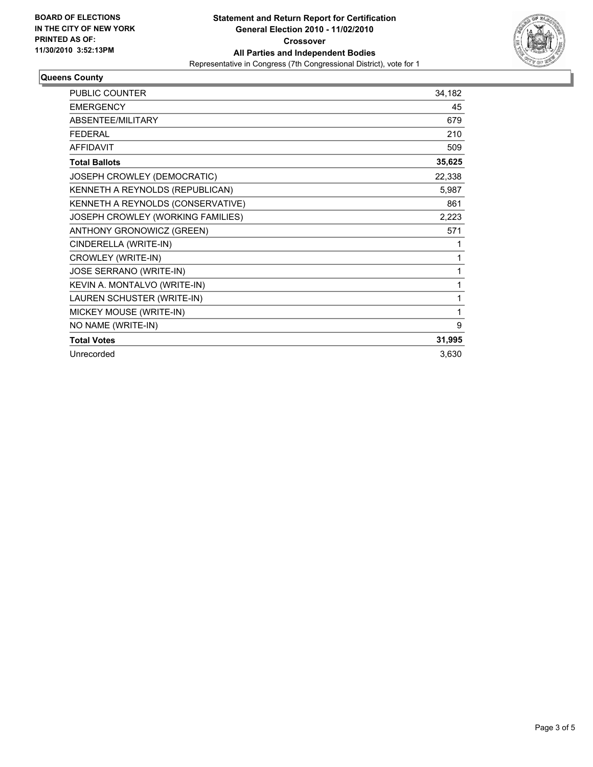**BOARD OF ELECTIONS IN THE CITY OF NEW YORK PRINTED AS OF: 11/30/2010 3:52:13PM**

**Statement and Return Report for Certification**
**General Election 2010 - 11/02/2010**
**Crossover**
**All Parties and Independent Bodies**
Representative in Congress (7th Congressional District), vote for 1

**Queens County**

| | |
|---|---|
| PUBLIC COUNTER | 34,182 |
| EMERGENCY | 45 |
| ABSENTEE/MILITARY | 679 |
| FEDERAL | 210 |
| AFFIDAVIT | 509 |
| **Total Ballots** | **35,625** |
| JOSEPH CROWLEY (DEMOCRATIC) | 22,338 |
| KENNETH A REYNOLDS (REPUBLICAN) | 5,987 |
| KENNETH A REYNOLDS (CONSERVATIVE) | 861 |
| JOSEPH CROWLEY (WORKING FAMILIES) | 2,223 |
| ANTHONY GRONOWICZ (GREEN) | 571 |
| CINDERELLA (WRITE-IN) | 1 |
| CROWLEY (WRITE-IN) | 1 |
| JOSE SERRANO (WRITE-IN) | 1 |
| KEVIN A. MONTALVO (WRITE-IN) | 1 |
| LAUREN SCHUSTER (WRITE-IN) | 1 |
| MICKEY MOUSE (WRITE-IN) | 1 |
| NO NAME (WRITE-IN) | 9 |
| **Total Votes** | **31,995** |
| Unrecorded | 3,630 |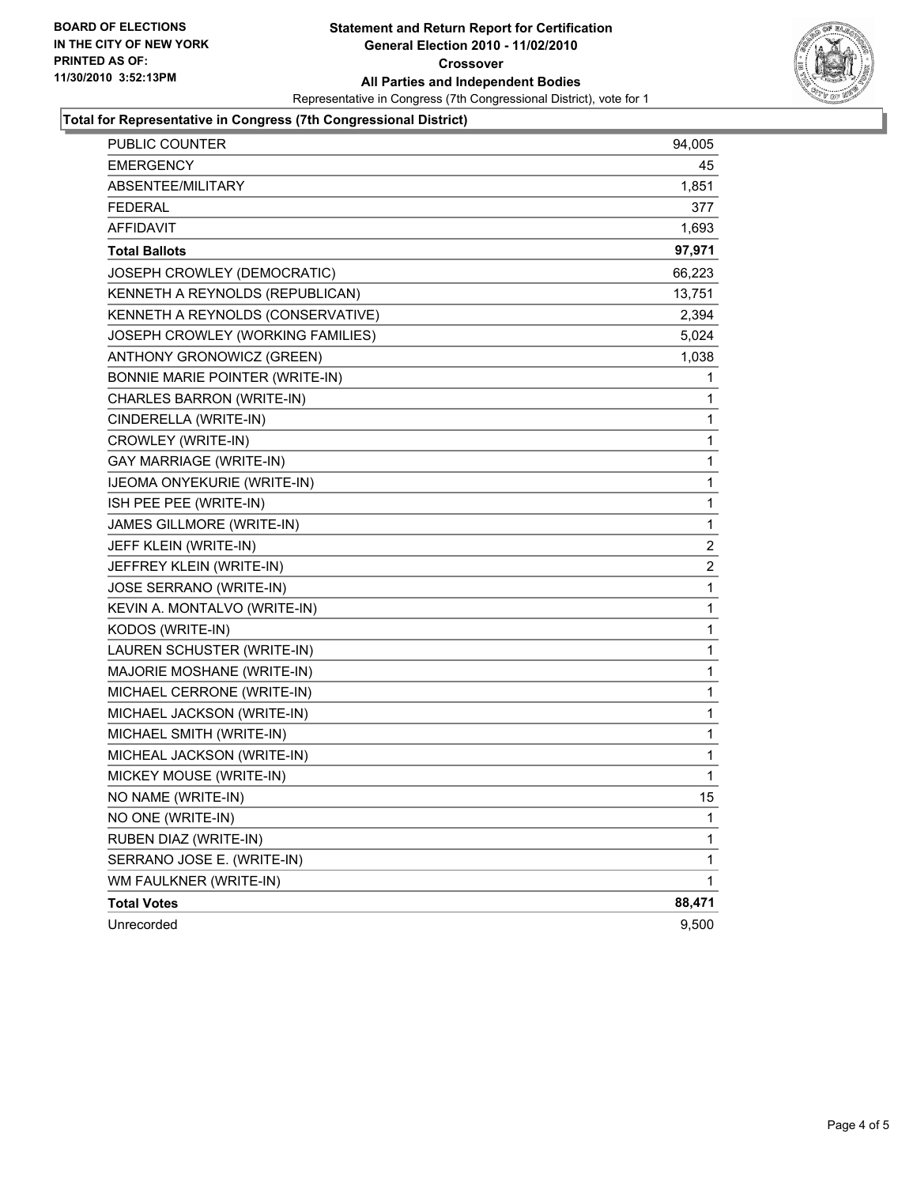BOARD OF ELECTIONS
IN THE CITY OF NEW YORK
PRINTED AS OF:
11/30/2010 3:52:13PM

# Statement and Return Report for Certification
## General Election 2010 - 11/02/2010
## Crossover
## All Parties and Independent Bodies

Representative in Congress (7th Congressional District), vote for 1

### Total for Representative in Congress (7th Congressional District)

| | |
|---|---|
| PUBLIC COUNTER | 94,005 |
| EMERGENCY | 45 |
| ABSENTEE/MILITARY | 1,851 |
| FEDERAL | 377 |
| AFFIDAVIT | 1,693 |
| **Total Ballots** | **97,971** |
| JOSEPH CROWLEY (DEMOCRATIC) | 66,223 |
| KENNETH A REYNOLDS (REPUBLICAN) | 13,751 |
| KENNETH A REYNOLDS (CONSERVATIVE) | 2,394 |
| JOSEPH CROWLEY (WORKING FAMILIES) | 5,024 |
| ANTHONY GRONOWICZ (GREEN) | 1,038 |
| BONNIE MARIE POINTER (WRITE-IN) | 1 |
| CHARLES BARRON (WRITE-IN) | 1 |
| CINDERELLA (WRITE-IN) | 1 |
| CROWLEY (WRITE-IN) | 1 |
| GAY MARRIAGE (WRITE-IN) | 1 |
| IJEOMA ONYEKURIE (WRITE-IN) | 1 |
| ISH PEE PEE (WRITE-IN) | 1 |
| JAMES GILLMORE (WRITE-IN) | 1 |
| JEFF KLEIN (WRITE-IN) | 2 |
| JEFFREY KLEIN (WRITE-IN) | 2 |
| JOSE SERRANO (WRITE-IN) | 1 |
| KEVIN A. MONTALVO (WRITE-IN) | 1 |
| KODOS (WRITE-IN) | 1 |
| LAUREN SCHUSTER (WRITE-IN) | 1 |
| MAJORIE MOSHANE (WRITE-IN) | 1 |
| MICHAEL CERRONE (WRITE-IN) | 1 |
| MICHAEL JACKSON (WRITE-IN) | 1 |
| MICHAEL SMITH (WRITE-IN) | 1 |
| MICHEAL JACKSON (WRITE-IN) | 1 |
| MICKEY MOUSE (WRITE-IN) | 1 |
| NO NAME (WRITE-IN) | 15 |
| NO ONE (WRITE-IN) | 1 |
| RUBEN DIAZ (WRITE-IN) | 1 |
| SERRANO JOSE E. (WRITE-IN) | 1 |
| WM FAULKNER (WRITE-IN) | 1 |
| **Total Votes** | **88,471** |
| Unrecorded | 9,500 |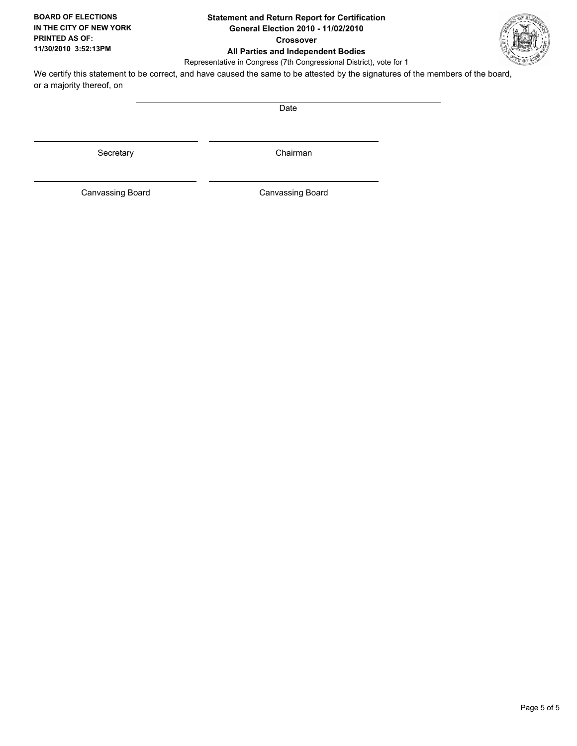**BOARD OF ELECTIONS**
**IN THE CITY OF NEW YORK**
**PRINTED AS OF:**
**11/30/2010 3:52:13PM**

**Statement and Return Report for Certification**
**General Election 2010 - 11/02/2010**
**Crossover**
**All Parties and Independent Bodies**
Representative in Congress (7th Congressional District), vote for 1

We certify this statement to be correct, and have caused the same to be attested by the signatures of the members of the board, or a majority thereof, on

Date

Secretary

Chairman

Canvassing Board

Canvassing Board